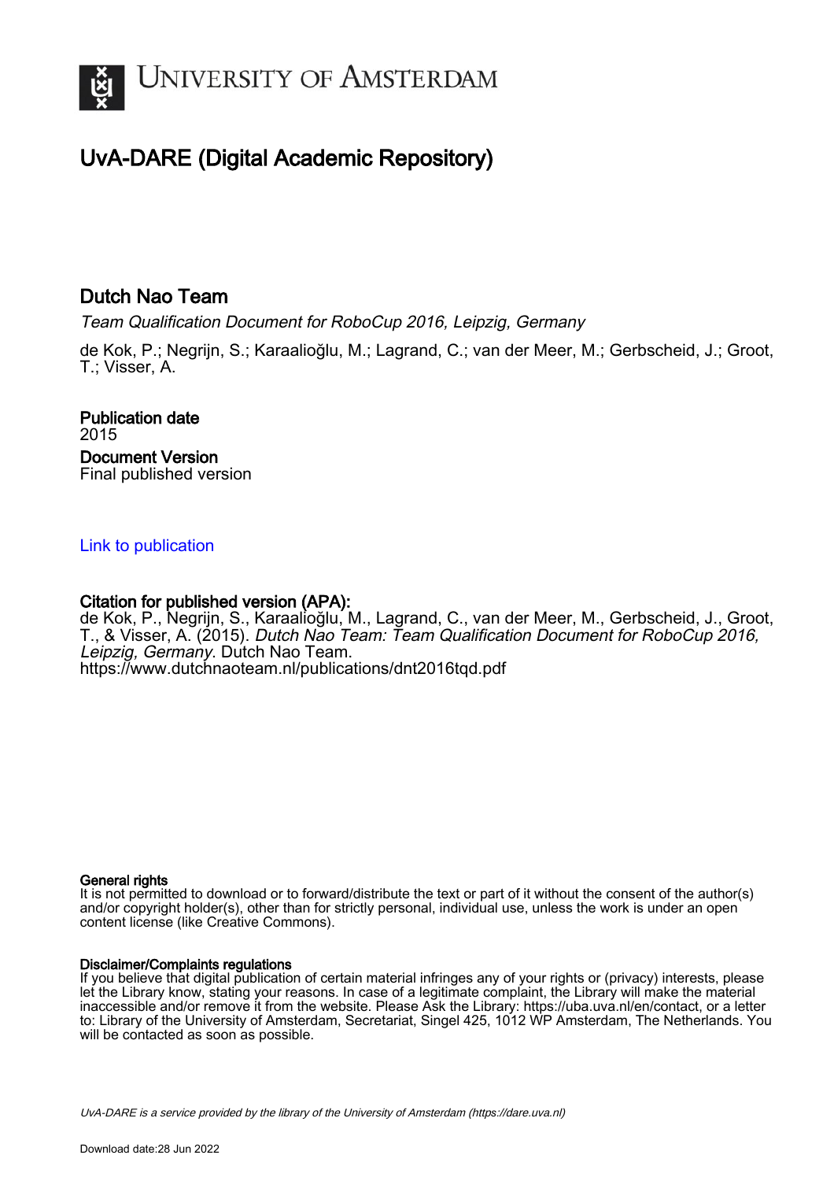UNIVERSITY OF AMSTERDAM

# UvA-DARE (Digital Academic Repository)

## Dutch Nao Team

*Team Qualification Document for RoboCup 2016, Leipzig, Germany*

de Kok, P.; Negrijn, S.; Karaalioğlu, M.; Lagrand, C.; van der Meer, M.; Gerbscheid, J.; Groot, T.; Visser, A.

**Publication date**
2015

**Document Version**
Final published version

Link to publication

**Citation for published version (APA):**
de Kok, P., Negrijn, S., Karaalioğlu, M., Lagrand, C., van der Meer, M., Gerbscheid, J., Groot, T., & Visser, A. (2015). *Dutch Nao Team: Team Qualification Document for RoboCup 2016, Leipzig, Germany*. Dutch Nao Team.
https://www.dutchnaoteam.nl/publications/dnt2016tqd.pdf

**General rights**
It is not permitted to download or to forward/distribute the text or part of it without the consent of the author(s) and/or copyright holder(s), other than for strictly personal, individual use, unless the work is under an open content license (like Creative Commons).

**Disclaimer/Complaints regulations**
If you believe that digital publication of certain material infringes any of your rights or (privacy) interests, please let the Library know, stating your reasons. In case of a legitimate complaint, the Library will make the material inaccessible and/or remove it from the website. Please Ask the Library: https://uba.uva.nl/en/contact, or a letter to: Library of the University of Amsterdam, Secretariat, Singel 425, 1012 WP Amsterdam, The Netherlands. You will be contacted as soon as possible.

*UvA-DARE is a service provided by the library of the University of Amsterdam (https://dare.uva.nl)*

Download date:28 Jun 2022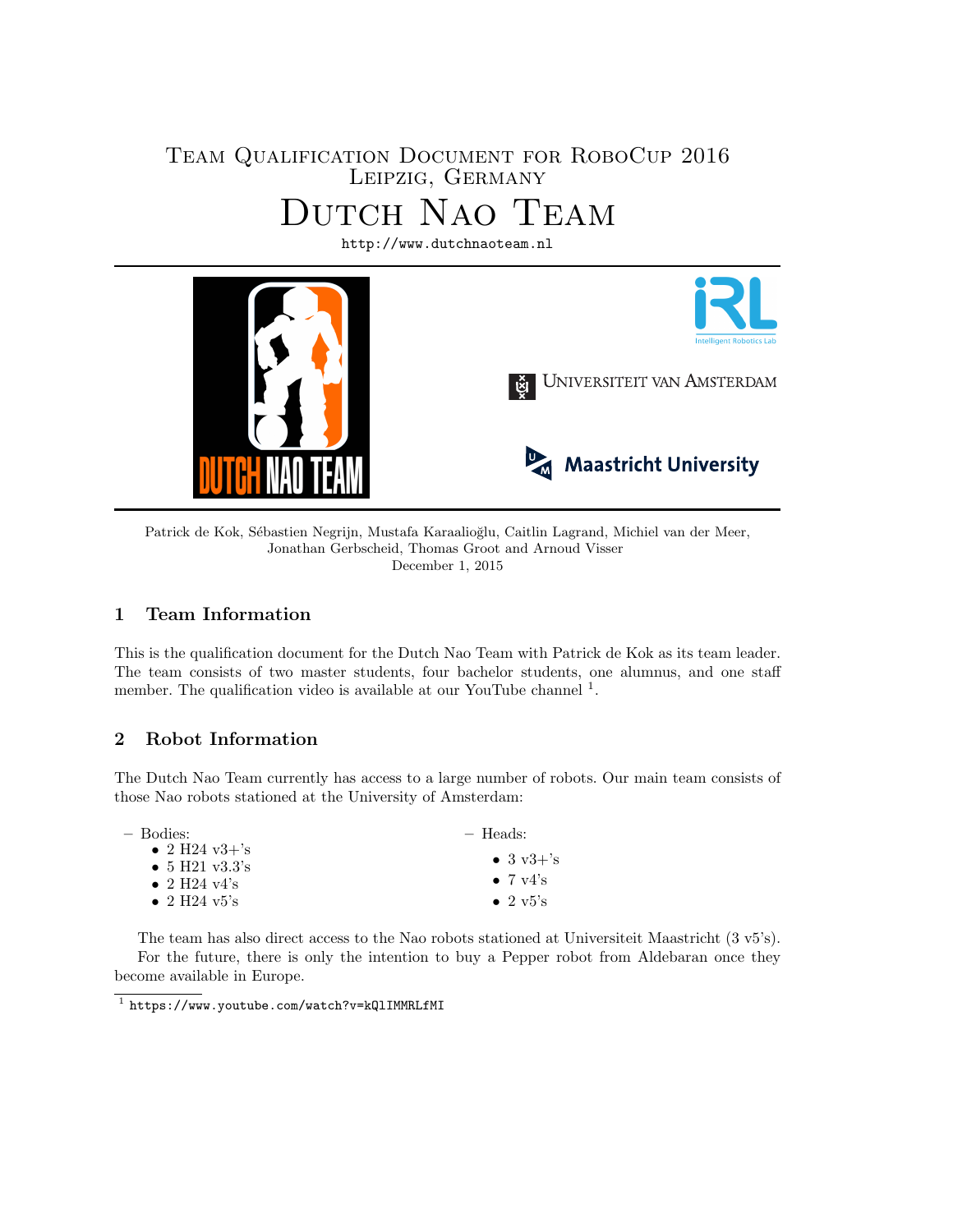# Team Qualification Document for RoboCup 2016 Leipzig, Germany

# Dutch Nao Team

http://www.dutchnaoteam.nl

Patrick de Kok, Sébastien Negrijn, Mustafa Karaalioğlu, Caitlin Lagrand, Michiel van der Meer, Jonathan Gerbscheid, Thomas Groot and Arnoud Visser

December 1, 2015

## 1 Team Information

This is the qualification document for the Dutch Nao Team with Patrick de Kok as its team leader. The team consists of two master students, four bachelor students, one alumnus, and one staff member. The qualification video is available at our YouTube channel [1].

## 2 Robot Information

The Dutch Nao Team currently has access to a large number of robots. Our main team consists of those Nao robots stationed at the University of Amsterdam:

- Bodies:
  - 2 H24 v3+'s
  - 5 H21 v3.3's
  - 2 H24 v4's
  - 2 H24 v5's
- Heads:
  - 3 v3+'s
  - 7 v4's
  - 2 v5's

The team has also direct access to the Nao robots stationed at Universiteit Maastricht (3 v5's).

For the future, there is only the intention to buy a Pepper robot from Aldebaran once they become available in Europe.

[1] https://www.youtube.com/watch?v=kQlIMMRLfMI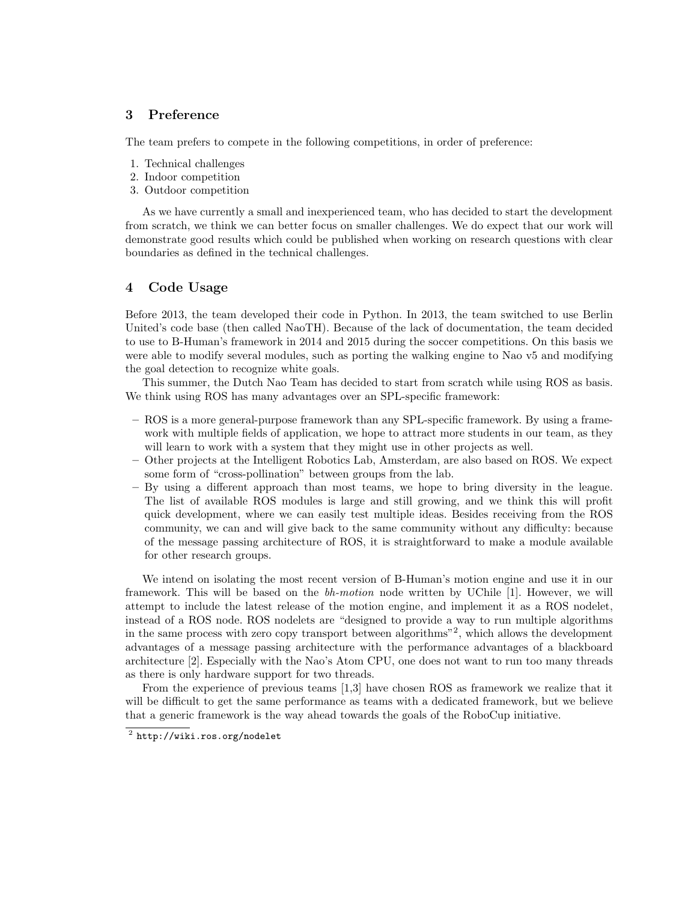## 3 Preference

The team prefers to compete in the following competitions, in order of preference:

1. Technical challenges
2. Indoor competition
3. Outdoor competition

As we have currently a small and inexperienced team, who has decided to start the development from scratch, we think we can better focus on smaller challenges. We do expect that our work will demonstrate good results which could be published when working on research questions with clear boundaries as defined in the technical challenges.

## 4 Code Usage

Before 2013, the team developed their code in Python. In 2013, the team switched to use Berlin United's code base (then called NaoTH). Because of the lack of documentation, the team decided to use to B-Human's framework in 2014 and 2015 during the soccer competitions. On this basis we were able to modify several modules, such as porting the walking engine to Nao v5 and modifying the goal detection to recognize white goals.

This summer, the Dutch Nao Team has decided to start from scratch while using ROS as basis. We think using ROS has many advantages over an SPL-specific framework:

- ROS is a more general-purpose framework than any SPL-specific framework. By using a framework with multiple fields of application, we hope to attract more students in our team, as they will learn to work with a system that they might use in other projects as well.
- Other projects at the Intelligent Robotics Lab, Amsterdam, are also based on ROS. We expect some form of "cross-pollination" between groups from the lab.
- By using a different approach than most teams, we hope to bring diversity in the league. The list of available ROS modules is large and still growing, and we think this will profit quick development, where we can easily test multiple ideas. Besides receiving from the ROS community, we can and will give back to the same community without any difficulty: because of the message passing architecture of ROS, it is straightforward to make a module available for other research groups.

We intend on isolating the most recent version of B-Human's motion engine and use it in our framework. This will be based on the *bh-motion* node written by UChile [1]. However, we will attempt to include the latest release of the motion engine, and implement it as a ROS nodelet, instead of a ROS node. ROS nodelets are "designed to provide a way to run multiple algorithms in the same process with zero copy transport between algorithms"[2], which allows the development advantages of a message passing architecture with the performance advantages of a blackboard architecture [2]. Especially with the Nao's Atom CPU, one does not want to run too many threads as there is only hardware support for two threads.

From the experience of previous teams [1,3] have chosen ROS as framework we realize that it will be difficult to get the same performance as teams with a dedicated framework, but we believe that a generic framework is the way ahead towards the goals of the RoboCup initiative.

[2] http://wiki.ros.org/nodelet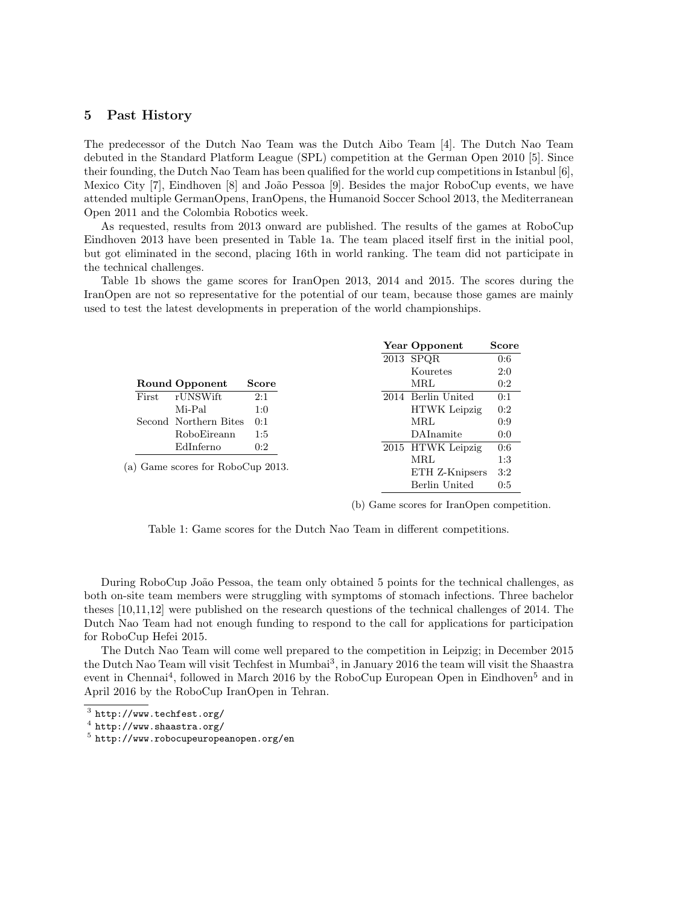## 5 Past History

The predecessor of the Dutch Nao Team was the Dutch Aibo Team [4]. The Dutch Nao Team debuted in the Standard Platform League (SPL) competition at the German Open 2010 [5]. Since their founding, the Dutch Nao Team has been qualified for the world cup competitions in Istanbul [6], Mexico City [7], Eindhoven [8] and João Pessoa [9]. Besides the major RoboCup events, we have attended multiple GermanOpens, IranOpens, the Humanoid Soccer School 2013, the Mediterranean Open 2011 and the Colombia Robotics week.

As requested, results from 2013 onward are published. The results of the games at RoboCup Eindhoven 2013 have been presented in Table 1a. The team placed itself first in the initial pool, but got eliminated in the second, placing 16th in world ranking. The team did not participate in the technical challenges.

Table 1b shows the game scores for IranOpen 2013, 2014 and 2015. The scores during the IranOpen are not so representative for the potential of our team, because those games are mainly used to test the latest developments in preperation of the world championships.

| Round | Opponent | Score |
|---|---|---|
| First | rUNSWift | 2:1 |
| | Mi-Pal | 1:0 |
| Second | Northern Bites | 0:1 |
| | RoboEireann | 1:5 |
| | EdInferno | 0:2 |

(a) Game scores for RoboCup 2013.

| Year | Opponent | Score |
|---|---|---|
| 2013 | SPQR | 0:6 |
| | Kouretes | 2:0 |
| | MRL | 0:2 |
| 2014 | Berlin United | 0:1 |
| | HTWK Leipzig | 0:2 |
| | MRL | 0:9 |
| | DAInamite | 0:0 |
| 2015 | HTWK Leipzig | 0:6 |
| | MRL | 1:3 |
| | ETH Z-Knipsers | 3:2 |
| | Berlin United | 0:5 |

(b) Game scores for IranOpen competition.

Table 1: Game scores for the Dutch Nao Team in different competitions.

During RoboCup João Pessoa, the team only obtained 5 points for the technical challenges, as both on-site team members were struggling with symptoms of stomach infections. Three bachelor theses [10,11,12] were published on the research questions of the technical challenges of 2014. The Dutch Nao Team had not enough funding to respond to the call for applications for participation for RoboCup Hefei 2015.

The Dutch Nao Team will come well prepared to the competition in Leipzig; in December 2015 the Dutch Nao Team will visit Techfest in Mumbai[3], in January 2016 the team will visit the Shaastra event in Chennai[4], followed in March 2016 by the RoboCup European Open in Eindhoven[5] and in April 2016 by the RoboCup IranOpen in Tehran.

[3] http://www.techfest.org/

[4] http://www.shaastra.org/

[5] http://www.robocupeuropeanopen.org/en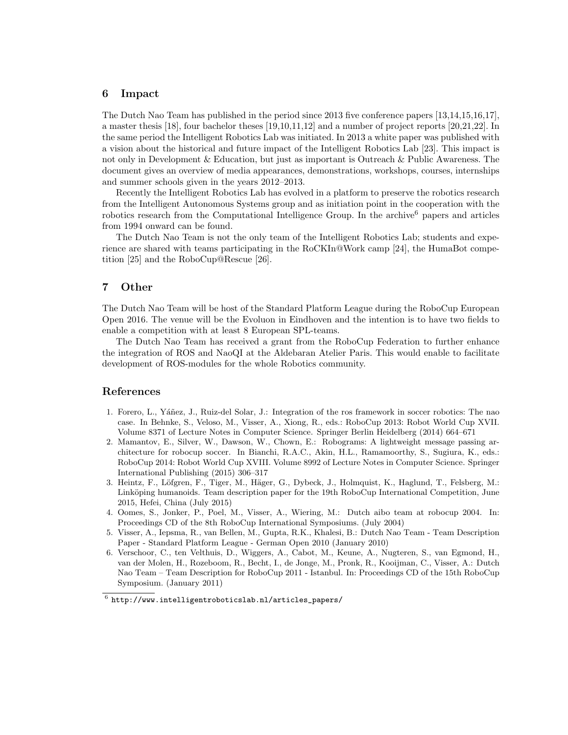## 6 Impact

The Dutch Nao Team has published in the period since 2013 five conference papers [13,14,15,16,17], a master thesis [18], four bachelor theses [19,10,11,12] and a number of project reports [20,21,22]. In the same period the Intelligent Robotics Lab was initiated. In 2013 a white paper was published with a vision about the historical and future impact of the Intelligent Robotics Lab [23]. This impact is not only in Development & Education, but just as important is Outreach & Public Awareness. The document gives an overview of media appearances, demonstrations, workshops, courses, internships and summer schools given in the years 2012–2013.

Recently the Intelligent Robotics Lab has evolved in a platform to preserve the robotics research from the Intelligent Autonomous Systems group and as initiation point in the cooperation with the robotics research from the Computational Intelligence Group. In the archive[6] papers and articles from 1994 onward can be found.

The Dutch Nao Team is not the only team of the Intelligent Robotics Lab; students and experience are shared with teams participating in the RoCKIn@Work camp [24], the HumaBot competition [25] and the RoboCup@Rescue [26].

## 7 Other

The Dutch Nao Team will be host of the Standard Platform League during the RoboCup European Open 2016. The venue will be the Evoluon in Eindhoven and the intention is to have two fields to enable a competition with at least 8 European SPL-teams.

The Dutch Nao Team has received a grant from the RoboCup Federation to further enhance the integration of ROS and NaoQI at the Aldebaran Atelier Paris. This would enable to facilitate development of ROS-modules for the whole Robotics community.

## References

1. Forero, L., Yáñez, J., Ruiz-del Solar, J.: Integration of the ros framework in soccer robotics: The nao case. In Behnke, S., Veloso, M., Visser, A., Xiong, R., eds.: RoboCup 2013: Robot World Cup XVII. Volume 8371 of Lecture Notes in Computer Science. Springer Berlin Heidelberg (2014) 664–671
2. Mamantov, E., Silver, W., Dawson, W., Chown, E.: Robograms: A lightweight message passing architecture for robocup soccer. In Bianchi, R.A.C., Akin, H.L., Ramamoorthy, S., Sugiura, K., eds.: RoboCup 2014: Robot World Cup XVIII. Volume 8992 of Lecture Notes in Computer Science. Springer International Publishing (2015) 306–317
3. Heintz, F., Löfgren, F., Tiger, M., Häger, G., Dybeck, J., Holmquist, K., Haglund, T., Felsberg, M.: Linköping humanoids. Team description paper for the 19th RoboCup International Competition, June 2015, Hefei, China (July 2015)
4. Oomes, S., Jonker, P., Poel, M., Visser, A., Wiering, M.: Dutch aibo team at robocup 2004. In: Proceedings CD of the 8th RoboCup International Symposiums. (July 2004)
5. Visser, A., Iepsma, R., van Bellen, M., Gupta, R.K., Khalesi, B.: Dutch Nao Team - Team Description Paper - Standard Platform League - German Open 2010 (January 2010)
6. Verschoor, C., ten Velthuis, D., Wiggers, A., Cabot, M., Keune, A., Nugteren, S., van Egmond, H., van der Molen, H., Rozeboom, R., Becht, I., de Jonge, M., Pronk, R., Kooijman, C., Visser, A.: Dutch Nao Team – Team Description for RoboCup 2011 - Istanbul. In: Proceedings CD of the 15th RoboCup Symposium. (January 2011)

[6] http://www.intelligentroboticslab.nl/articles_papers/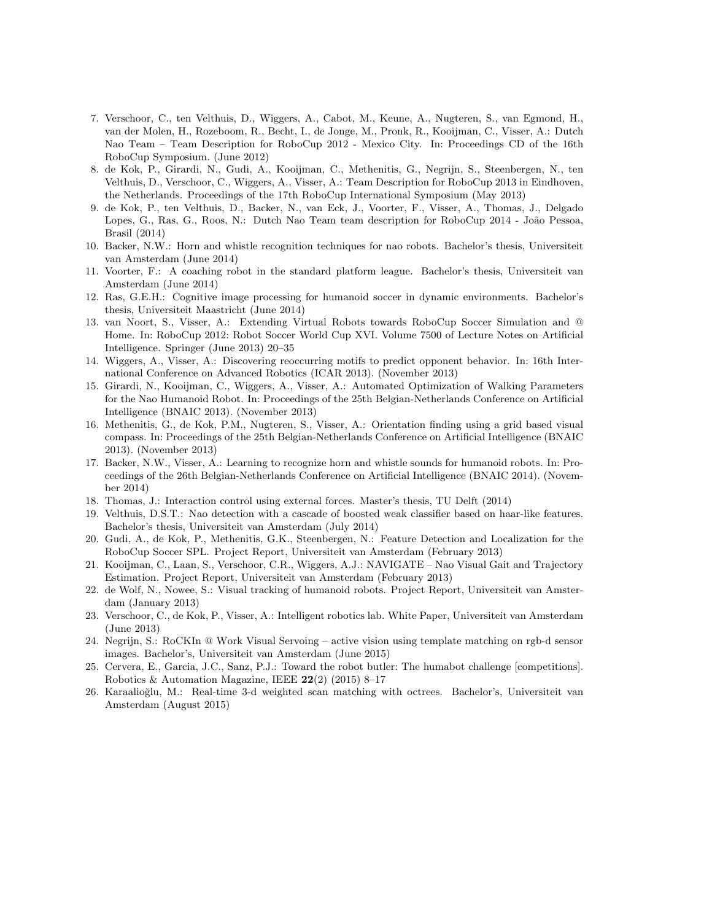7. Verschoor, C., ten Velthuis, D., Wiggers, A., Cabot, M., Keune, A., Nugteren, S., van Egmond, H., van der Molen, H., Rozeboom, R., Becht, I., de Jonge, M., Pronk, R., Kooijman, C., Visser, A.: Dutch Nao Team – Team Description for RoboCup 2012 - Mexico City. In: Proceedings CD of the 16th RoboCup Symposium. (June 2012)
8. de Kok, P., Girardi, N., Gudi, A., Kooijman, C., Methenitis, G., Negrijn, S., Steenbergen, N., ten Velthuis, D., Verschoor, C., Wiggers, A., Visser, A.: Team Description for RoboCup 2013 in Eindhoven, the Netherlands. Proceedings of the 17th RoboCup International Symposium (May 2013)
9. de Kok, P., ten Velthuis, D., Backer, N., van Eck, J., Voorter, F., Visser, A., Thomas, J., Delgado Lopes, G., Ras, G., Roos, N.: Dutch Nao Team team description for RoboCup 2014 - João Pessoa, Brasil (2014)
10. Backer, N.W.: Horn and whistle recognition techniques for nao robots. Bachelor's thesis, Universiteit van Amsterdam (June 2014)
11. Voorter, F.: A coaching robot in the standard platform league. Bachelor's thesis, Universiteit van Amsterdam (June 2014)
12. Ras, G.E.H.: Cognitive image processing for humanoid soccer in dynamic environments. Bachelor's thesis, Universiteit Maastricht (June 2014)
13. van Noort, S., Visser, A.: Extending Virtual Robots towards RoboCup Soccer Simulation and @ Home. In: RoboCup 2012: Robot Soccer World Cup XVI. Volume 7500 of Lecture Notes on Artificial Intelligence. Springer (June 2013) 20–35
14. Wiggers, A., Visser, A.: Discovering reoccurring motifs to predict opponent behavior. In: 16th International Conference on Advanced Robotics (ICAR 2013). (November 2013)
15. Girardi, N., Kooijman, C., Wiggers, A., Visser, A.: Automated Optimization of Walking Parameters for the Nao Humanoid Robot. In: Proceedings of the 25th Belgian-Netherlands Conference on Artificial Intelligence (BNAIC 2013). (November 2013)
16. Methenitis, G., de Kok, P.M., Nugteren, S., Visser, A.: Orientation finding using a grid based visual compass. In: Proceedings of the 25th Belgian-Netherlands Conference on Artificial Intelligence (BNAIC 2013). (November 2013)
17. Backer, N.W., Visser, A.: Learning to recognize horn and whistle sounds for humanoid robots. In: Proceedings of the 26th Belgian-Netherlands Conference on Artificial Intelligence (BNAIC 2014). (November 2014)
18. Thomas, J.: Interaction control using external forces. Master's thesis, TU Delft (2014)
19. Velthuis, D.S.T.: Nao detection with a cascade of boosted weak classifier based on haar-like features. Bachelor's thesis, Universiteit van Amsterdam (July 2014)
20. Gudi, A., de Kok, P., Methenitis, G.K., Steenbergen, N.: Feature Detection and Localization for the RoboCup Soccer SPL. Project Report, Universiteit van Amsterdam (February 2013)
21. Kooijman, C., Laan, S., Verschoor, C.R., Wiggers, A.J.: NAVIGATE – Nao Visual Gait and Trajectory Estimation. Project Report, Universiteit van Amsterdam (February 2013)
22. de Wolf, N., Nowee, S.: Visual tracking of humanoid robots. Project Report, Universiteit van Amsterdam (January 2013)
23. Verschoor, C., de Kok, P., Visser, A.: Intelligent robotics lab. White Paper, Universiteit van Amsterdam (June 2013)
24. Negrijn, S.: RoCKIn @ Work Visual Servoing – active vision using template matching on rgb-d sensor images. Bachelor's, Universiteit van Amsterdam (June 2015)
25. Cervera, E., Garcia, J.C., Sanz, P.J.: Toward the robot butler: The humabot challenge [competitions]. Robotics & Automation Magazine, IEEE **22**(2) (2015) 8–17
26. Karaalioğlu, M.: Real-time 3-d weighted scan matching with octrees. Bachelor's, Universiteit van Amsterdam (August 2015)